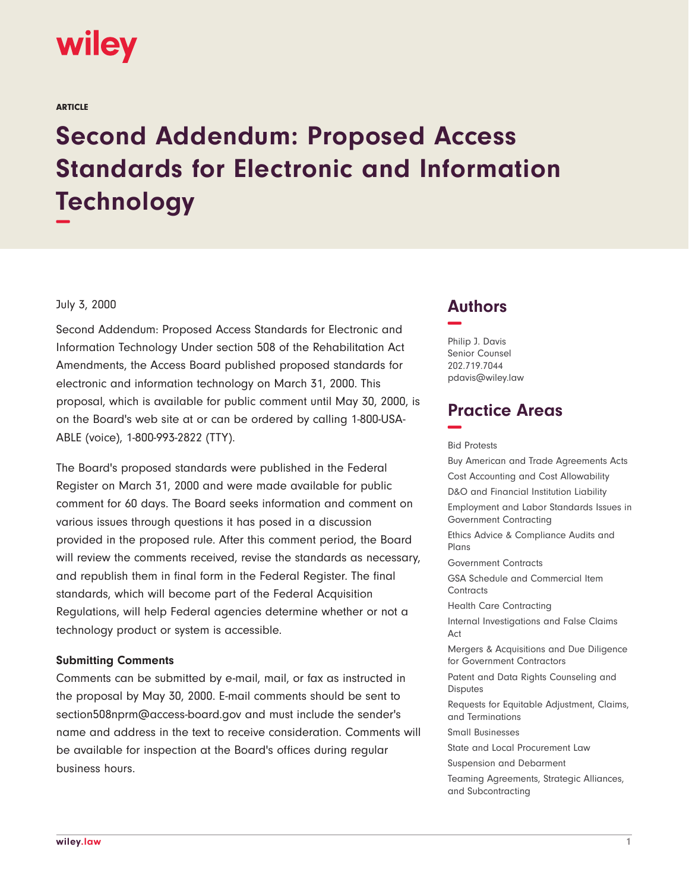wiley

ARTICLE

# Second Addendum: Proposed Access Standards for Electronic and Information Technology

July 3, 2000

Second Addendum: Proposed Access Standards for Electronic and Information Technology Under section 508 of the Rehabilitation Act Amendments, the Access Board published proposed standards for electronic and information technology on March 31, 2000. This proposal, which is available for public comment until May 30, 2000, is on the Board's web site at or can be ordered by calling 1-800-USA-ABLE (voice), 1-800-993-2822 (TTY).

The Board's proposed standards were published in the Federal Register on March 31, 2000 and were made available for public comment for 60 days. The Board seeks information and comment on various issues through questions it has posed in a discussion provided in the proposed rule. After this comment period, the Board will review the comments received, revise the standards as necessary, and republish them in final form in the Federal Register. The final standards, which will become part of the Federal Acquisition Regulations, will help Federal agencies determine whether or not a technology product or system is accessible.

**Submitting Comments**

Comments can be submitted by e-mail, mail, or fax as instructed in the proposal by May 30, 2000. E-mail comments should be sent to section508nprm@access-board.gov and must include the sender's name and address in the text to receive consideration. Comments will be available for inspection at the Board's offices during regular business hours.

## Authors

Philip J. Davis
Senior Counsel
202.719.7044
pdavis@wiley.law

## Practice Areas

Bid Protests
Buy American and Trade Agreements Acts
Cost Accounting and Cost Allowability
D&O and Financial Institution Liability
Employment and Labor Standards Issues in Government Contracting
Ethics Advice & Compliance Audits and Plans
Government Contracts
GSA Schedule and Commercial Item Contracts
Health Care Contracting
Internal Investigations and False Claims Act
Mergers & Acquisitions and Due Diligence for Government Contractors
Patent and Data Rights Counseling and Disputes
Requests for Equitable Adjustment, Claims, and Terminations
Small Businesses
State and Local Procurement Law
Suspension and Debarment
Teaming Agreements, Strategic Alliances, and Subcontracting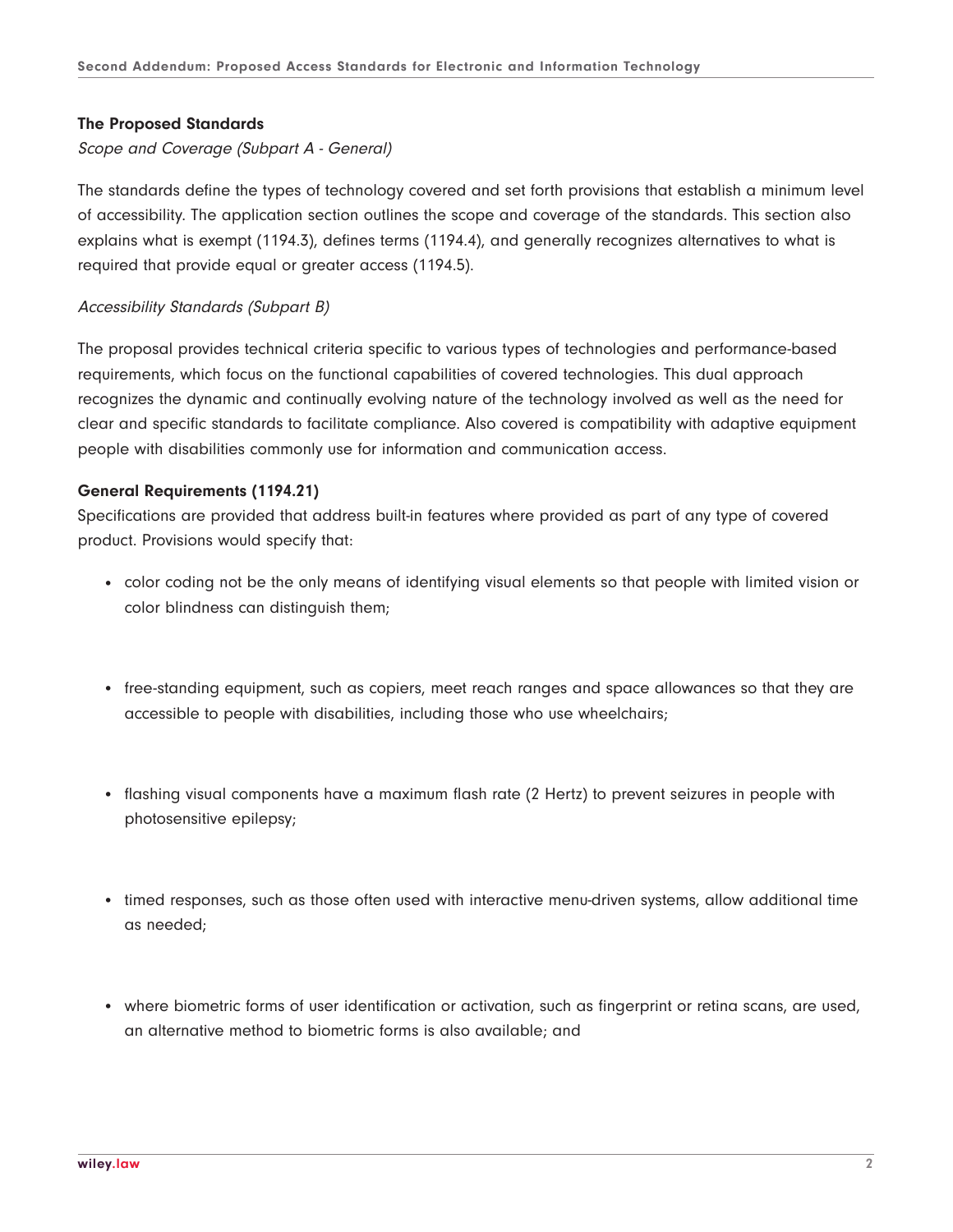### The Proposed Standards

*Scope and Coverage (Subpart A - General)*

The standards define the types of technology covered and set forth provisions that establish a minimum level of accessibility. The application section outlines the scope and coverage of the standards. This section also explains what is exempt (1194.3), defines terms (1194.4), and generally recognizes alternatives to what is required that provide equal or greater access (1194.5).

*Accessibility Standards (Subpart B)*

The proposal provides technical criteria specific to various types of technologies and performance-based requirements, which focus on the functional capabilities of covered technologies. This dual approach recognizes the dynamic and continually evolving nature of the technology involved as well as the need for clear and specific standards to facilitate compliance. Also covered is compatibility with adaptive equipment people with disabilities commonly use for information and communication access.

### General Requirements (1194.21)

Specifications are provided that address built-in features where provided as part of any type of covered product. Provisions would specify that:

- color coding not be the only means of identifying visual elements so that people with limited vision or color blindness can distinguish them;
- free-standing equipment, such as copiers, meet reach ranges and space allowances so that they are accessible to people with disabilities, including those who use wheelchairs;
- flashing visual components have a maximum flash rate (2 Hertz) to prevent seizures in people with photosensitive epilepsy;
- timed responses, such as those often used with interactive menu-driven systems, allow additional time as needed;
- where biometric forms of user identification or activation, such as fingerprint or retina scans, are used, an alternative method to biometric forms is also available; and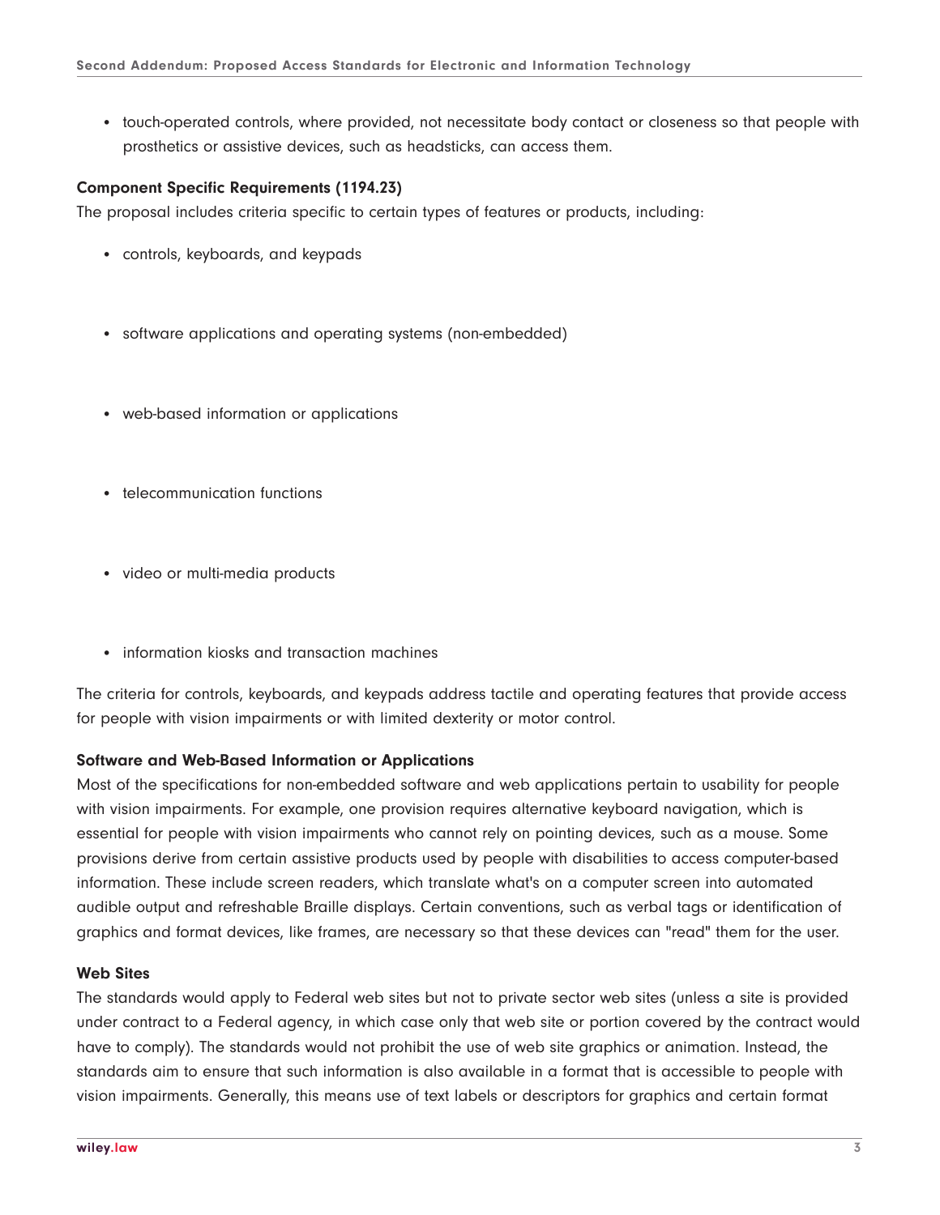- touch-operated controls, where provided, not necessitate body contact or closeness so that people with prosthetics or assistive devices, such as headsticks, can access them.

**Component Specific Requirements (1194.23)**

The proposal includes criteria specific to certain types of features or products, including:

- controls, keyboards, and keypads
- software applications and operating systems (non-embedded)
- web-based information or applications
- telecommunication functions
- video or multi-media products
- information kiosks and transaction machines

The criteria for controls, keyboards, and keypads address tactile and operating features that provide access for people with vision impairments or with limited dexterity or motor control.

**Software and Web-Based Information or Applications**

Most of the specifications for non-embedded software and web applications pertain to usability for people with vision impairments. For example, one provision requires alternative keyboard navigation, which is essential for people with vision impairments who cannot rely on pointing devices, such as a mouse. Some provisions derive from certain assistive products used by people with disabilities to access computer-based information. These include screen readers, which translate what's on a computer screen into automated audible output and refreshable Braille displays. Certain conventions, such as verbal tags or identification of graphics and format devices, like frames, are necessary so that these devices can "read" them for the user.

**Web Sites**

The standards would apply to Federal web sites but not to private sector web sites (unless a site is provided under contract to a Federal agency, in which case only that web site or portion covered by the contract would have to comply). The standards would not prohibit the use of web site graphics or animation. Instead, the standards aim to ensure that such information is also available in a format that is accessible to people with vision impairments. Generally, this means use of text labels or descriptors for graphics and certain format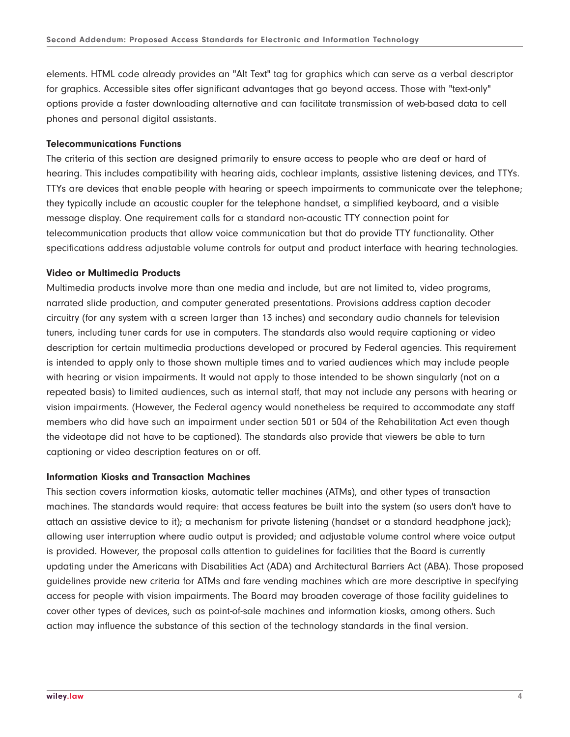elements. HTML code already provides an "Alt Text" tag for graphics which can serve as a verbal descriptor for graphics. Accessible sites offer significant advantages that go beyond access. Those with "text-only" options provide a faster downloading alternative and can facilitate transmission of web-based data to cell phones and personal digital assistants.

**Telecommunications Functions**

The criteria of this section are designed primarily to ensure access to people who are deaf or hard of hearing. This includes compatibility with hearing aids, cochlear implants, assistive listening devices, and TTYs. TTYs are devices that enable people with hearing or speech impairments to communicate over the telephone; they typically include an acoustic coupler for the telephone handset, a simplified keyboard, and a visible message display. One requirement calls for a standard non-acoustic TTY connection point for telecommunication products that allow voice communication but that do provide TTY functionality. Other specifications address adjustable volume controls for output and product interface with hearing technologies.

**Video or Multimedia Products**

Multimedia products involve more than one media and include, but are not limited to, video programs, narrated slide production, and computer generated presentations. Provisions address caption decoder circuitry (for any system with a screen larger than 13 inches) and secondary audio channels for television tuners, including tuner cards for use in computers. The standards also would require captioning or video description for certain multimedia productions developed or procured by Federal agencies. This requirement is intended to apply only to those shown multiple times and to varied audiences which may include people with hearing or vision impairments. It would not apply to those intended to be shown singularly (not on a repeated basis) to limited audiences, such as internal staff, that may not include any persons with hearing or vision impairments. (However, the Federal agency would nonetheless be required to accommodate any staff members who did have such an impairment under section 501 or 504 of the Rehabilitation Act even though the videotape did not have to be captioned). The standards also provide that viewers be able to turn captioning or video description features on or off.

**Information Kiosks and Transaction Machines**

This section covers information kiosks, automatic teller machines (ATMs), and other types of transaction machines. The standards would require: that access features be built into the system (so users don't have to attach an assistive device to it); a mechanism for private listening (handset or a standard headphone jack); allowing user interruption where audio output is provided; and adjustable volume control where voice output is provided. However, the proposal calls attention to guidelines for facilities that the Board is currently updating under the Americans with Disabilities Act (ADA) and Architectural Barriers Act (ABA). Those proposed guidelines provide new criteria for ATMs and fare vending machines which are more descriptive in specifying access for people with vision impairments. The Board may broaden coverage of those facility guidelines to cover other types of devices, such as point-of-sale machines and information kiosks, among others. Such action may influence the substance of this section of the technology standards in the final version.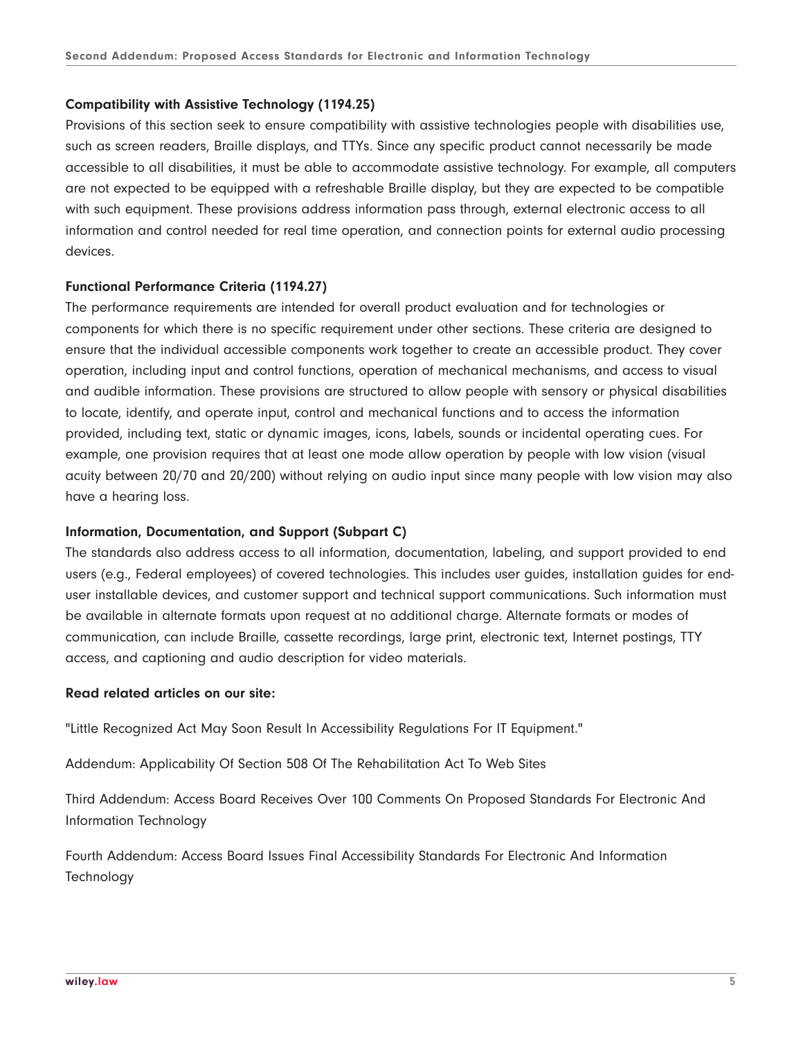#### Compatibility with Assistive Technology (1194.25)

Provisions of this section seek to ensure compatibility with assistive technologies people with disabilities use, such as screen readers, Braille displays, and TTYs. Since any specific product cannot necessarily be made accessible to all disabilities, it must be able to accommodate assistive technology. For example, all computers are not expected to be equipped with a refreshable Braille display, but they are expected to be compatible with such equipment. These provisions address information pass through, external electronic access to all information and control needed for real time operation, and connection points for external audio processing devices.

#### Functional Performance Criteria (1194.27)

The performance requirements are intended for overall product evaluation and for technologies or components for which there is no specific requirement under other sections. These criteria are designed to ensure that the individual accessible components work together to create an accessible product. They cover operation, including input and control functions, operation of mechanical mechanisms, and access to visual and audible information. These provisions are structured to allow people with sensory or physical disabilities to locate, identify, and operate input, control and mechanical functions and to access the information provided, including text, static or dynamic images, icons, labels, sounds or incidental operating cues. For example, one provision requires that at least one mode allow operation by people with low vision (visual acuity between 20/70 and 20/200) without relying on audio input since many people with low vision may also have a hearing loss.

#### Information, Documentation, and Support (Subpart C)

The standards also address access to all information, documentation, labeling, and support provided to end users (e.g., Federal employees) of covered technologies. This includes user guides, installation guides for end-user installable devices, and customer support and technical support communications. Such information must be available in alternate formats upon request at no additional charge. Alternate formats or modes of communication, can include Braille, cassette recordings, large print, electronic text, Internet postings, TTY access, and captioning and audio description for video materials.

**Read related articles on our site:**

"Little Recognized Act May Soon Result In Accessibility Regulations For IT Equipment."

Addendum: Applicability Of Section 508 Of The Rehabilitation Act To Web Sites

Third Addendum: Access Board Receives Over 100 Comments On Proposed Standards For Electronic And Information Technology

Fourth Addendum: Access Board Issues Final Accessibility Standards For Electronic And Information Technology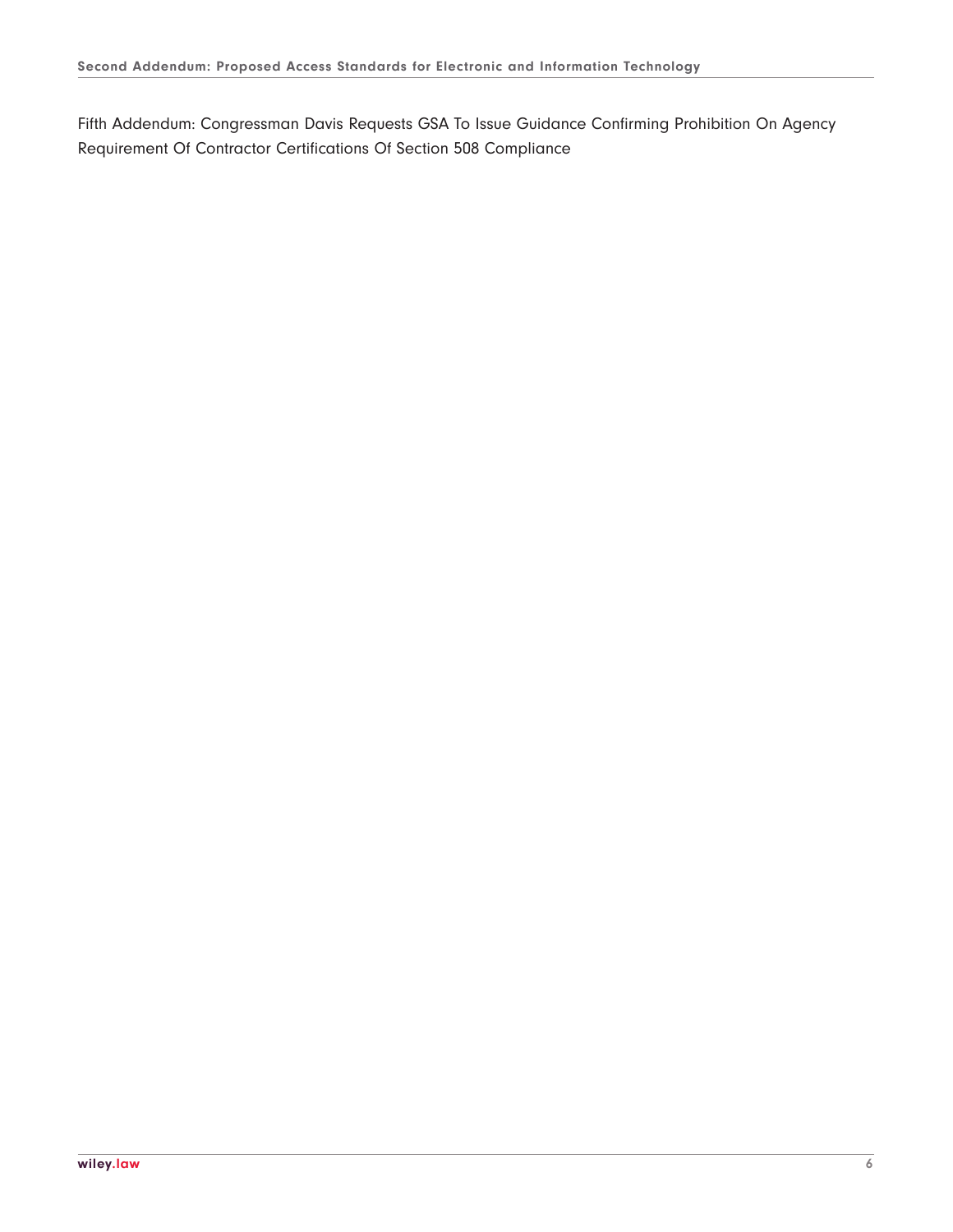Fifth Addendum: Congressman Davis Requests GSA To Issue Guidance Confirming Prohibition On Agency Requirement Of Contractor Certifications Of Section 508 Compliance